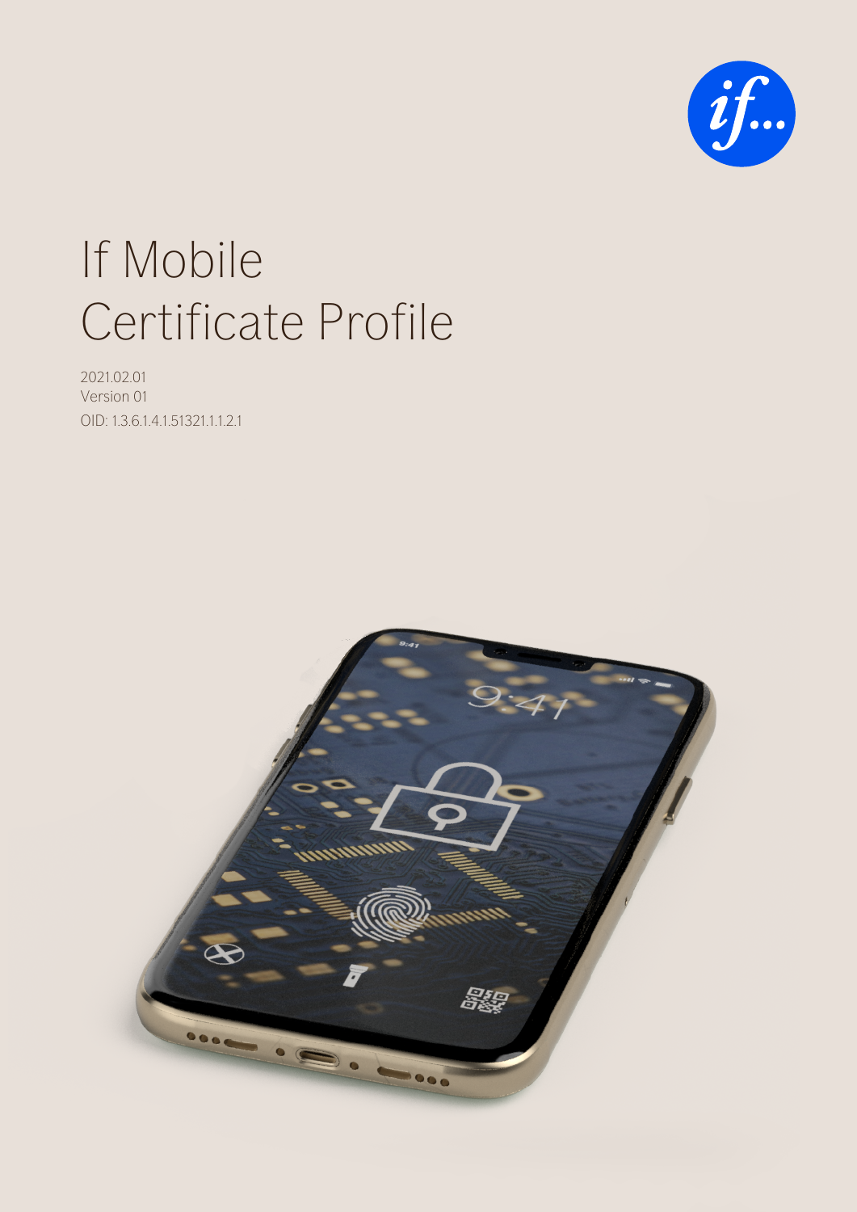# If Mobile Certificate Profile

2021.02.01
Version 01
OID: 1.3.6.1.4.1.51321.1.1.2.1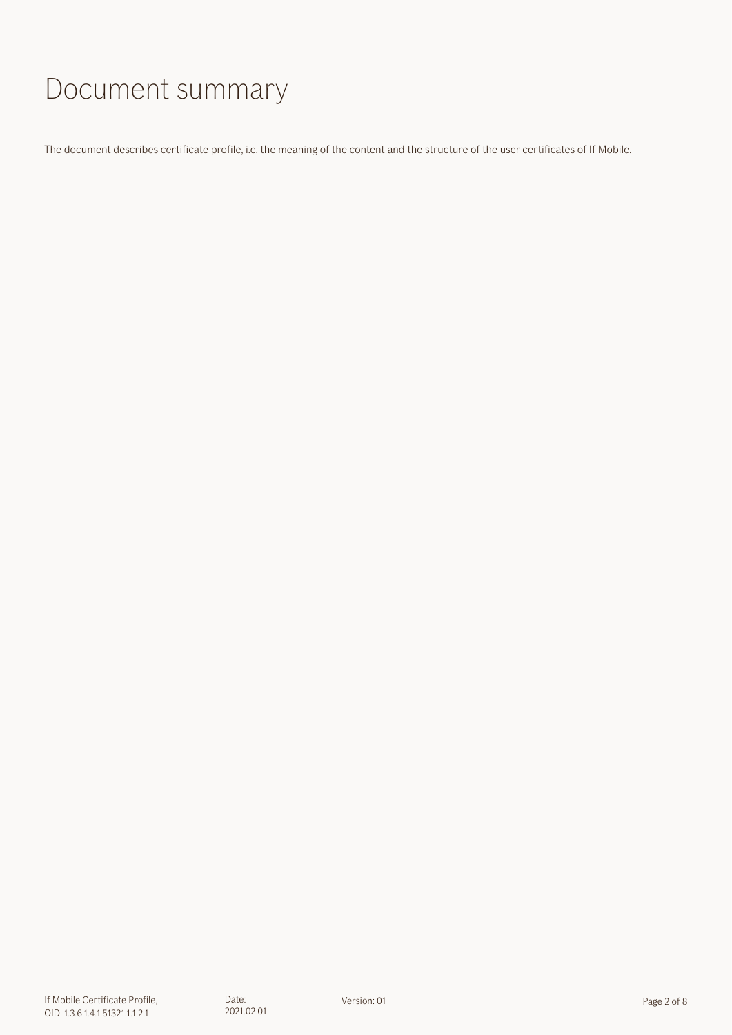# Document summary

The document describes certificate profile, i.e. the meaning of the content and the structure of the user certificates of If Mobile.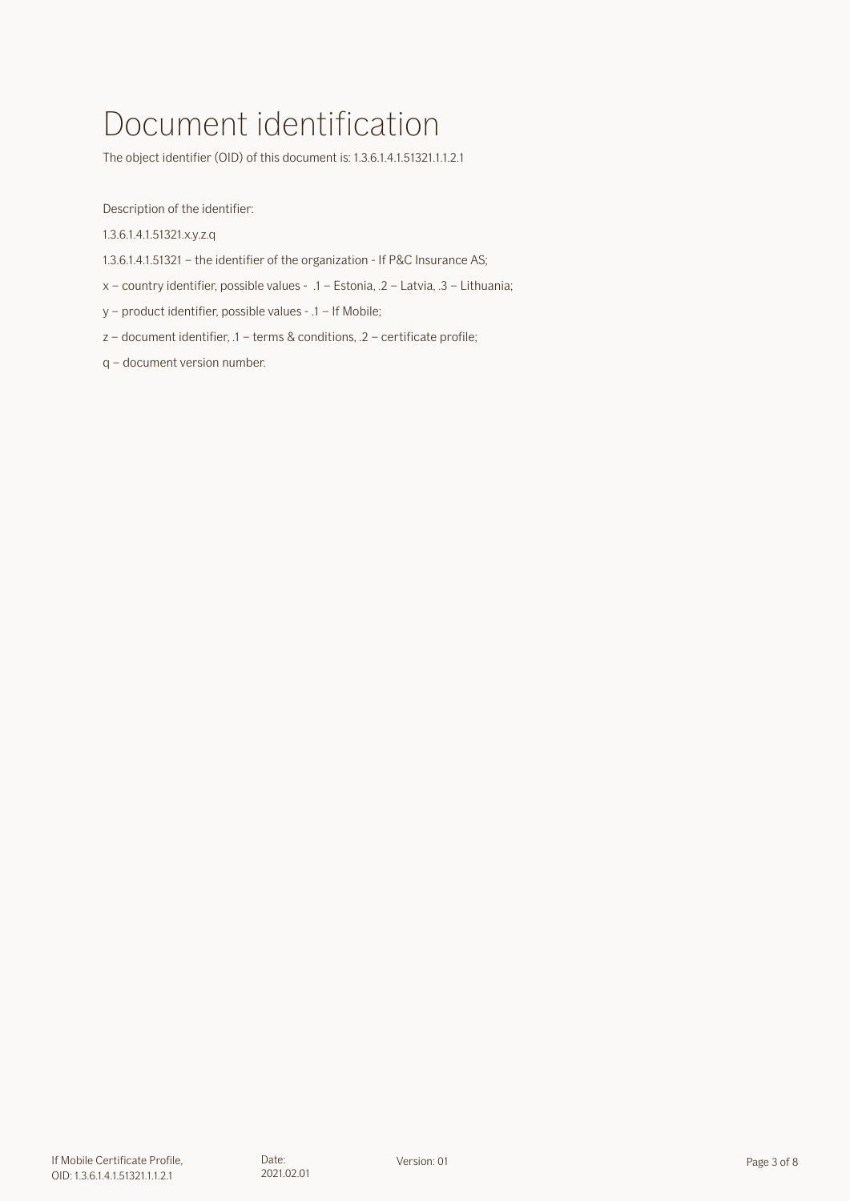# Document identification

The object identifier (OID) of this document is: 1.3.6.1.4.1.51321.1.1.2.1

Description of the identifier:

1.3.6.1.4.1.51321.x.y.z.q

1.3.6.1.4.1.51321 – the identifier of the organization - If P&C Insurance AS;

x – country identifier, possible values - .1 – Estonia, .2 – Latvia, .3 – Lithuania;

y – product identifier, possible values - .1 – If Mobile;

z – document identifier, .1 – terms & conditions, .2 – certificate profile;

q – document version number.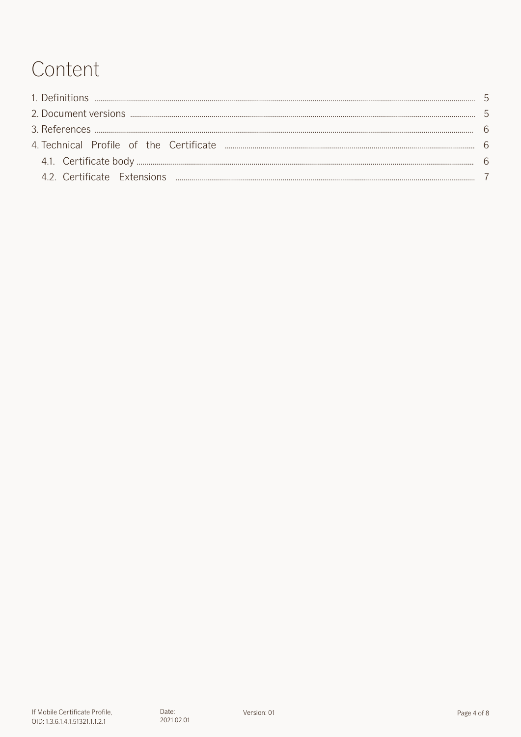# Content

1. Definitions ........ 5
2. Document versions ........ 5
3. References ........ 6
4. Technical Profile of the Certificate ........ 6
   - 4.1. Certificate body ........ 6
   - 4.2. Certificate Extensions ........ 7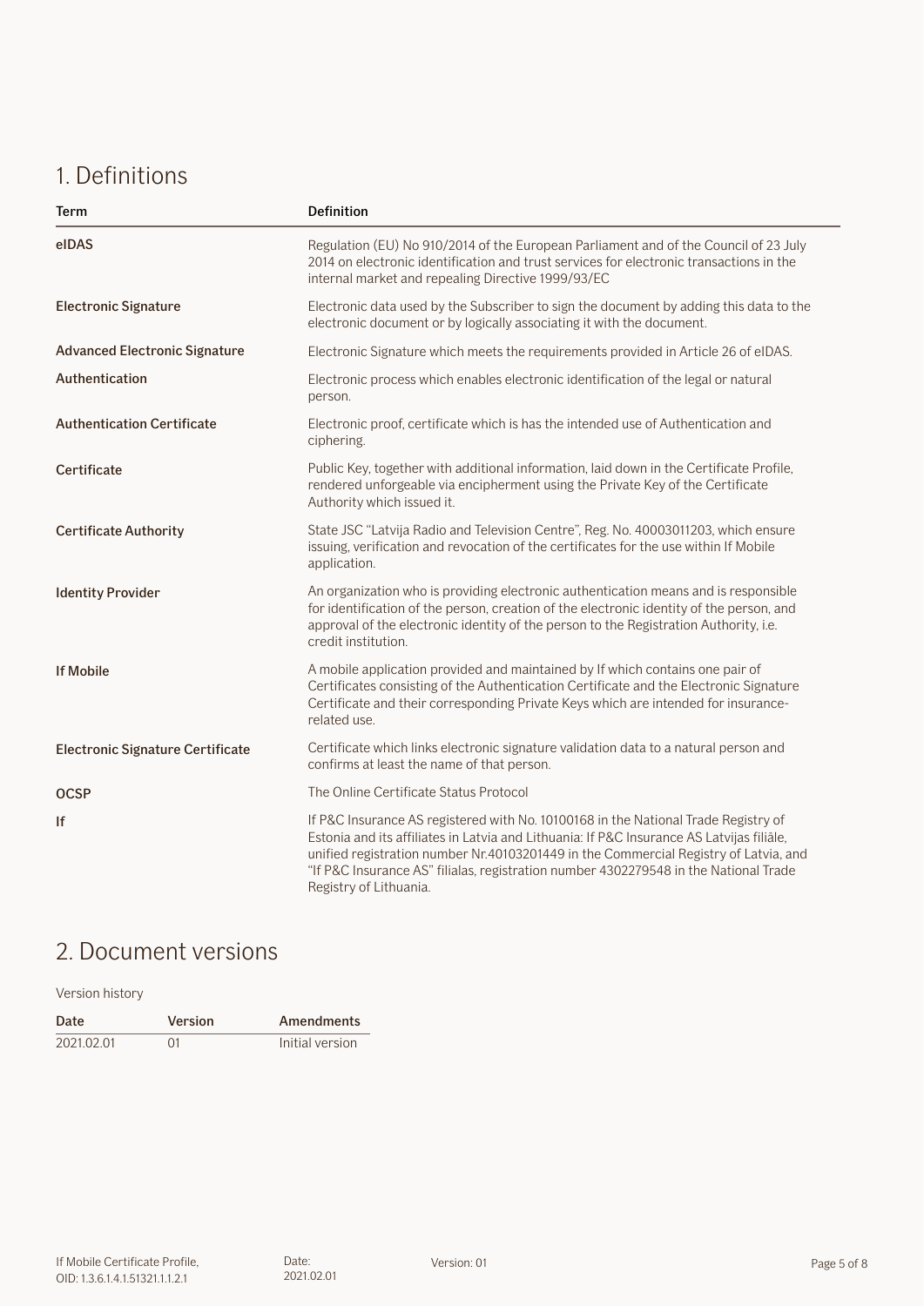# 1. Definitions

| Term | Definition |
|---|---|
| **eIDAS** | Regulation (EU) No 910/2014 of the European Parliament and of the Council of 23 July 2014 on electronic identification and trust services for electronic transactions in the internal market and repealing Directive 1999/93/EC |
| **Electronic Signature** | Electronic data used by the Subscriber to sign the document by adding this data to the electronic document or by logically associating it with the document. |
| **Advanced Electronic Signature** | Electronic Signature which meets the requirements provided in Article 26 of eIDAS. |
| **Authentication** | Electronic process which enables electronic identification of the legal or natural person. |
| **Authentication Certificate** | Electronic proof, certificate which is has the intended use of Authentication and ciphering. |
| **Certificate** | Public Key, together with additional information, laid down in the Certificate Profile, rendered unforgeable via encipherment using the Private Key of the Certificate Authority which issued it. |
| **Certificate Authority** | State JSC "Latvija Radio and Television Centre", Reg. No. 40003011203, which ensure issuing, verification and revocation of the certificates for the use within If Mobile application. |
| **Identity Provider** | An organization who is providing electronic authentication means and is responsible for identification of the person, creation of the electronic identity of the person, and approval of the electronic identity of the person to the Registration Authority, i.e. credit institution. |
| **If Mobile** | A mobile application provided and maintained by If which contains one pair of Certificates consisting of the Authentication Certificate and the Electronic Signature Certificate and their corresponding Private Keys which are intended for insurance-related use. |
| **Electronic Signature Certificate** | Certificate which links electronic signature validation data to a natural person and confirms at least the name of that person. |
| **OCSP** | The Online Certificate Status Protocol |
| **If** | If P&C Insurance AS registered with No. 10100168 in the National Trade Registry of Estonia and its affiliates in Latvia and Lithuania: If P&C Insurance AS Latvijas filiāle, unified registration number Nr.40103201449 in the Commercial Registry of Latvia, and "If P&C Insurance AS" filialas, registration number 4302279548 in the National Trade Registry of Lithuania. |

# 2. Document versions

Version history

| Date | Version | Amendments |
|---|---|---|
| 2021.02.01 | 01 | Initial version |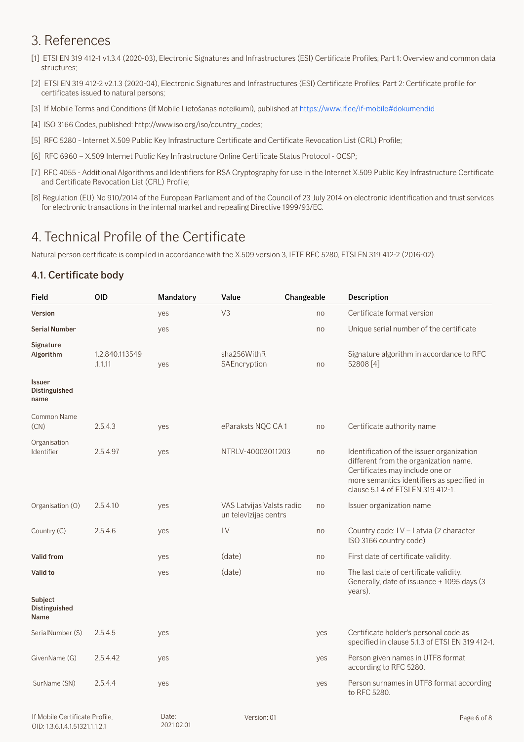# 3. References

[1] ETSI EN 319 412-1 v1.3.4 (2020-03), Electronic Signatures and Infrastructures (ESI) Certificate Profiles; Part 1: Overview and common data structures;

[2] ETSI EN 319 412-2 v2.1.3 (2020-04), Electronic Signatures and Infrastructures (ESI) Certificate Profiles; Part 2: Certificate profile for certificates issued to natural persons;

[3] If Mobile Terms and Conditions (If Mobile Lietošanas noteikumi), published at https://www.if.ee/if-mobile#dokumendid

[4] ISO 3166 Codes, published: http://www.iso.org/iso/country_codes;

[5] RFC 5280 - Internet X.509 Public Key Infrastructure Certificate and Certificate Revocation List (CRL) Profile;

[6] RFC 6960 – X.509 Internet Public Key Infrastructure Online Certificate Status Protocol - OCSP;

[7] RFC 4055 - Additional Algorithms and Identifiers for RSA Cryptography for use in the Internet X.509 Public Key Infrastructure Certificate and Certificate Revocation List (CRL) Profile;

[8] Regulation (EU) No 910/2014 of the European Parliament and of the Council of 23 July 2014 on electronic identification and trust services for electronic transactions in the internal market and repealing Directive 1999/93/EC.

# 4. Technical Profile of the Certificate

Natural person certificate is compiled in accordance with the X.509 version 3, IETF RFC 5280, ETSI EN 319 412-2 (2016-02).

## 4.1. Certificate body

| Field | OID | Mandatory | Value | Changeable | Description |
|---|---|---|---|---|---|
| **Version** | | yes | V3 | no | Certificate format version |
| **Serial Number** | | yes | | no | Unique serial number of the certificate |
| **Signature Algorithm** | 1.2.840.113549.1.1.11 | yes | sha256WithRSAEncryption | no | Signature algorithm in accordance to RFC 52808 [4] |
| **Issuer Distinguished name** | | | | | |
| Common Name (CN) | 2.5.4.3 | yes | eParaksts NQC CA 1 | no | Certificate authority name |
| Organisation Identifier | 2.5.4.97 | yes | NTRLV-40003011203 | no | Identification of the issuer organization different from the organization name. Certificates may include one or more semantics identifiers as specified in clause 5.1.4 of ETSI EN 319 412-1. |
| Organisation (O) | 2.5.4.10 | yes | VAS Latvijas Valsts radio un televīzijas centrs | no | Issuer organization name |
| Country (C) | 2.5.4.6 | yes | LV | no | Country code: LV – Latvia (2 character ISO 3166 country code) |
| **Valid from** | | yes | (date) | no | First date of certificate validity. |
| **Valid to** | | yes | (date) | no | The last date of certificate validity. Generally, date of issuance + 1095 days (3 years). |
| **Subject Distinguished Name** | | | | | |
| SerialNumber (S) | 2.5.4.5 | yes | | yes | Certificate holder's personal code as specified in clause 5.1.3 of ETSI EN 319 412-1. |
| GivenName (G) | 2.5.4.42 | yes | | yes | Person given names in UTF8 format according to RFC 5280. |
| SurName (SN) | 2.5.4.4 | yes | | yes | Person surnames in UTF8 format according to RFC 5280. |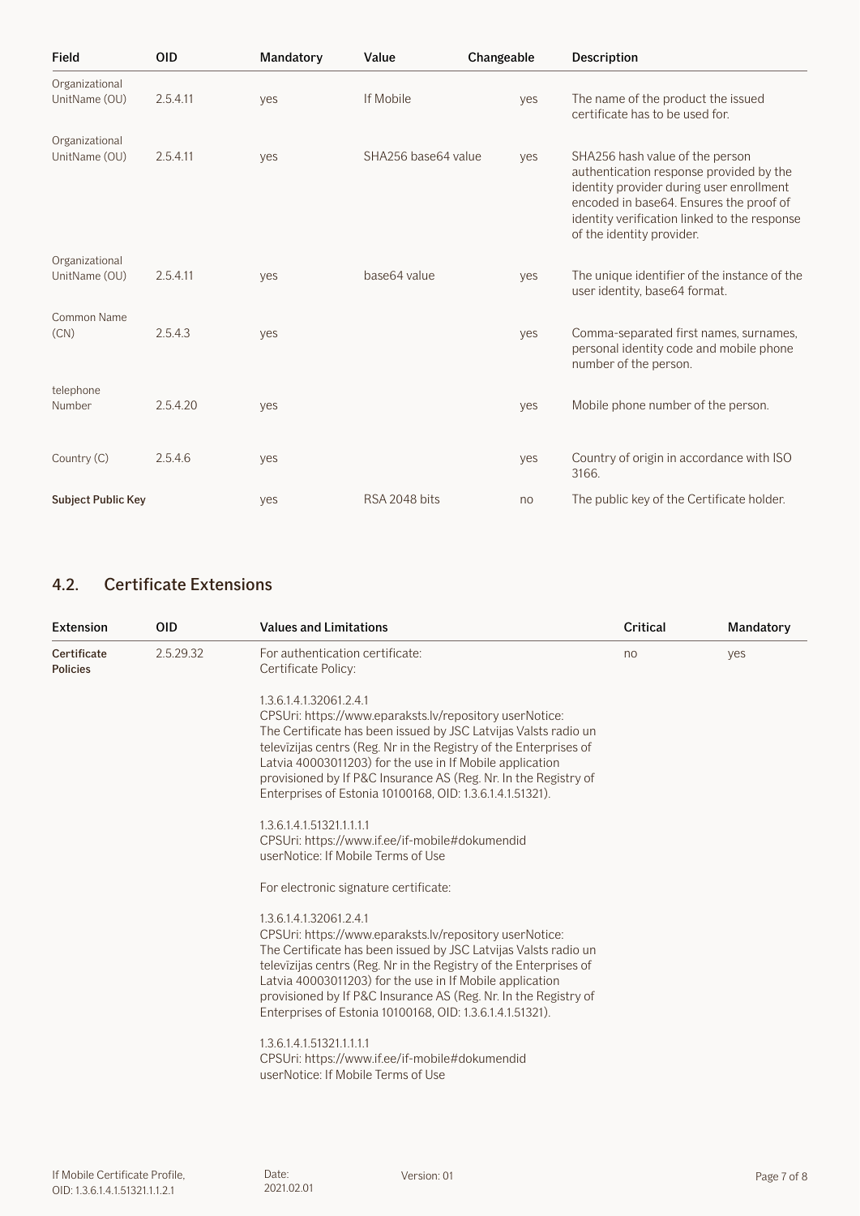| Field | OID | Mandatory | Value | Changeable | Description |
|---|---|---|---|---|---|
| Organizational UnitName (OU) | 2.5.4.11 | yes | If Mobile | yes | The name of the product the issued certificate has to be used for. |
| Organizational UnitName (OU) | 2.5.4.11 | yes | SHA256 base64 value | yes | SHA256 hash value of the person authentication response provided by the identity provider during user enrollment encoded in base64. Ensures the proof of identity verification linked to the response of the identity provider. |
| Organizational UnitName (OU) | 2.5.4.11 | yes | base64 value | yes | The unique identifier of the instance of the user identity, base64 format. |
| Common Name (CN) | 2.5.4.3 | yes | | yes | Comma-separated first names, surnames, personal identity code and mobile phone number of the person. |
| telephone Number | 2.5.4.20 | yes | | yes | Mobile phone number of the person. |
| Country (C) | 2.5.4.6 | yes | | yes | Country of origin in accordance with ISO 3166. |
| **Subject Public Key** | | yes | RSA 2048 bits | no | The public key of the Certificate holder. |

## 4.2. Certificate Extensions

| Extension | OID | Values and Limitations | Critical | Mandatory |
|---|---|---|---|---|
| **Certificate Policies** | 2.5.29.32 | For authentication certificate:<br>Certificate Policy:<br><br>1.3.6.1.4.1.32061.2.4.1<br>CPSUri: https://www.eparaksts.lv/repository userNotice:<br>The Certificate has been issued by JSC Latvijas Valsts radio un televīzijas centrs (Reg. Nr in the Registry of the Enterprises of Latvia 40003011203) for the use in If Mobile application provisioned by If P&C Insurance AS (Reg. Nr. In the Registry of Enterprises of Estonia 10100168, OID: 1.3.6.1.4.1.51321).<br><br>1.3.6.1.4.1.51321.1.1.1.1<br>CPSUri: https://www.if.ee/if-mobile#dokumendid<br>userNotice: If Mobile Terms of Use<br><br>For electronic signature certificate:<br><br>1.3.6.1.4.1.32061.2.4.1<br>CPSUri: https://www.eparaksts.lv/repository userNotice:<br>The Certificate has been issued by JSC Latvijas Valsts radio un televīzijas centrs (Reg. Nr in the Registry of the Enterprises of Latvia 40003011203) for the use in If Mobile application provisioned by If P&C Insurance AS (Reg. Nr. In the Registry of Enterprises of Estonia 10100168, OID: 1.3.6.1.4.1.51321).<br><br>1.3.6.1.4.1.51321.1.1.1.1<br>CPSUri: https://www.if.ee/if-mobile#dokumendid<br>userNotice: If Mobile Terms of Use | no | yes |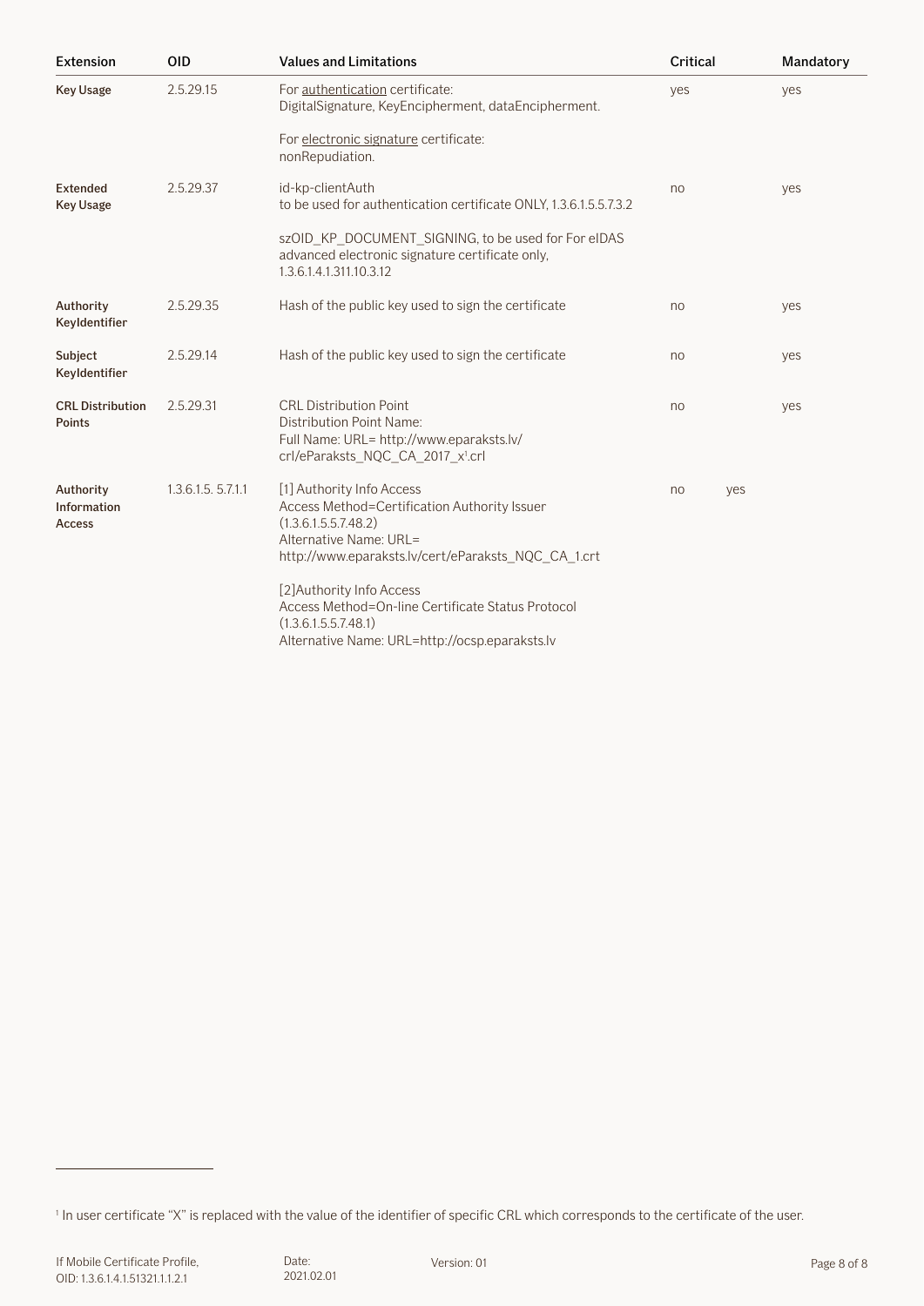| Extension | OID | Values and Limitations | Critical | Mandatory |
|---|---|---|---|---|
| **Key Usage** | 2.5.29.15 | For authentication certificate:<br>DigitalSignature, KeyEncipherment, dataEncipherment.<br><br>For electronic signature certificate:<br>nonRepudiation. | yes | yes |
| **Extended Key Usage** | 2.5.29.37 | id-kp-clientAuth<br>to be used for authentication certificate ONLY, 1.3.6.1.5.5.7.3.2<br><br>szOID_KP_DOCUMENT_SIGNING, to be used for For eIDAS advanced electronic signature certificate only, 1.3.6.1.4.1.311.10.3.12 | no | yes |
| **Authority KeyIdentifier** | 2.5.29.35 | Hash of the public key used to sign the certificate | no | yes |
| **Subject KeyIdentifier** | 2.5.29.14 | Hash of the public key used to sign the certificate | no | yes |
| **CRL Distribution Points** | 2.5.29.31 | CRL Distribution Point<br>Distribution Point Name:<br>Full Name: URL= http://www.eparaksts.lv/crl/eParaksts_NQC_CA_2017_x[1].crl | no | yes |
| **Authority Information Access** | 1.3.6.1.5. 5.7.1.1 | [1] Authority Info Access<br>Access Method=Certification Authority Issuer (1.3.6.1.5.5.7.48.2)<br>Alternative Name: URL= http://www.eparaksts.lv/cert/eParaksts_NQC_CA_1.crt<br><br>[2]Authority Info Access<br>Access Method=On-line Certificate Status Protocol (1.3.6.1.5.5.7.48.1)<br>Alternative Name: URL=http://ocsp.eparaksts.lv | no | yes |

[1] In user certificate "X" is replaced with the value of the identifier of specific CRL which corresponds to the certificate of the user.